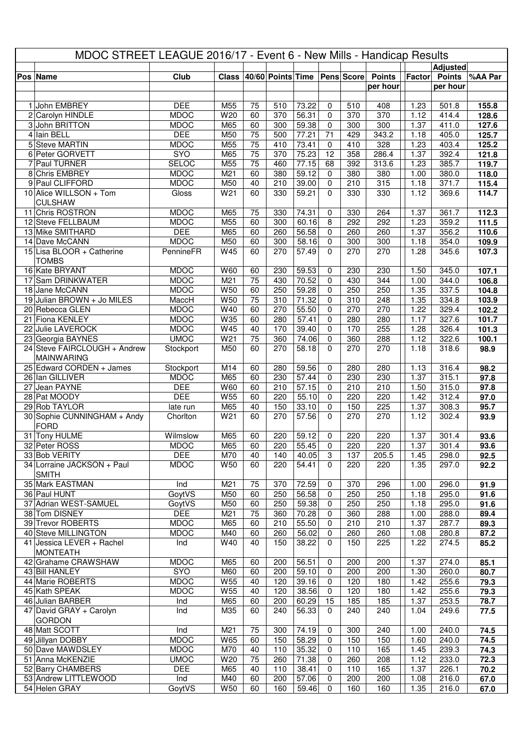# MDOC STREET LEAGUE 2016/17 - Event 6 - New Mills - Handicap Results

| Pos | Name | Club | Class | 40/60 | Points | Time | Pens | Score | Points per hour | Factor | Adjusted Points per hour | %AA Par |
|---|---|---|---|---|---|---|---|---|---|---|---|---|
| 1 | John EMBREY | DEE | M55 | 75 | 510 | 73.22 | 0 | 510 | 408 | 1.23 | 501.8 | 155.8 |
| 2 | Carolyn HINDLE | MDOC | W20 | 60 | 370 | 56.31 | 0 | 370 | 370 | 1.12 | 414.4 | 128.6 |
| 3 | John BRITTON | MDOC | M65 | 60 | 300 | 59.38 | 0 | 300 | 300 | 1.37 | 411.0 | 127.6 |
| 4 | Iain BELL | DEE | M50 | 75 | 500 | 77.21 | 71 | 429 | 343.2 | 1.18 | 405.0 | 125.7 |
| 5 | Steve MARTIN | MDOC | M55 | 75 | 410 | 73.41 | 0 | 410 | 328 | 1.23 | 403.4 | 125.2 |
| 6 | Peter GORVETT | SYO | M65 | 75 | 370 | 75.23 | 12 | 358 | 286.4 | 1.37 | 392.4 | 121.8 |
| 7 | Paul TURNER | SELOC | M55 | 75 | 460 | 77.15 | 68 | 392 | 313.6 | 1.23 | 385.7 | 119.7 |
| 8 | Chris EMBREY | MDOC | M21 | 60 | 380 | 59.12 | 0 | 380 | 380 | 1.00 | 380.0 | 118.0 |
| 9 | Paul CLIFFORD | MDOC | M50 | 40 | 210 | 39.00 | 0 | 210 | 315 | 1.18 | 371.7 | 115.4 |
| 10 | Alice WILLSON + Tom CULSHAW | Gloss | W21 | 60 | 330 | 59.21 | 0 | 330 | 330 | 1.12 | 369.6 | 114.7 |
| 11 | Chris ROSTRON | MDOC | M65 | 75 | 330 | 74.31 | 0 | 330 | 264 | 1.37 | 361.7 | 112.3 |
| 12 | Steve FELLBAUM | MDOC | M55 | 60 | 300 | 60.16 | 8 | 292 | 292 | 1.23 | 359.2 | 111.5 |
| 13 | Mike SMITHARD | DEE | M65 | 60 | 260 | 56.58 | 0 | 260 | 260 | 1.37 | 356.2 | 110.6 |
| 14 | Dave McCANN | MDOC | M50 | 60 | 300 | 58.16 | 0 | 300 | 300 | 1.18 | 354.0 | 109.9 |
| 15 | Lisa BLOOR + Catherine TOMBS | PennineFR | W45 | 60 | 270 | 57.49 | 0 | 270 | 270 | 1.28 | 345.6 | 107.3 |
| 16 | Kate BRYANT | MDOC | W60 | 60 | 230 | 59.53 | 0 | 230 | 230 | 1.50 | 345.0 | 107.1 |
| 17 | Sam DRINKWATER | MDOC | M21 | 75 | 430 | 70.52 | 0 | 430 | 344 | 1.00 | 344.0 | 106.8 |
| 18 | Jane McCANN | MDOC | W50 | 60 | 250 | 59.28 | 0 | 250 | 250 | 1.35 | 337.5 | 104.8 |
| 19 | Julian BROWN + Jo MILES | MaccH | W50 | 75 | 310 | 71.32 | 0 | 310 | 248 | 1.35 | 334.8 | 103.9 |
| 20 | Rebecca GLEN | MDOC | W40 | 60 | 270 | 55.50 | 0 | 270 | 270 | 1.22 | 329.4 | 102.2 |
| 21 | Fiona KENLEY | MDOC | W35 | 60 | 280 | 57.41 | 0 | 280 | 280 | 1.17 | 327.6 | 101.7 |
| 22 | Julie LAVEROCK | MDOC | W45 | 40 | 170 | 39.40 | 0 | 170 | 255 | 1.28 | 326.4 | 101.3 |
| 23 | Georgia BAYNES | UMOC | W21 | 75 | 360 | 74.06 | 0 | 360 | 288 | 1.12 | 322.6 | 100.1 |
| 24 | Steve FAIRCLOUGH + Andrew MAINWARING | Stockport | M50 | 60 | 270 | 58.18 | 0 | 270 | 270 | 1.18 | 318.6 | 98.9 |
| 25 | Edward CORDEN + James | Stockport | M14 | 60 | 280 | 59.56 | 0 | 280 | 280 | 1.13 | 316.4 | 98.2 |
| 26 | Ian GILLIVER | MDOC | M65 | 60 | 230 | 57.44 | 0 | 230 | 230 | 1.37 | 315.1 | 97.8 |
| 27 | Jean PAYNE | DEE | W60 | 60 | 210 | 57.15 | 0 | 210 | 210 | 1.50 | 315.0 | 97.8 |
| 28 | Pat MOODY | DEE | W55 | 60 | 220 | 55.10 | 0 | 220 | 220 | 1.42 | 312.4 | 97.0 |
| 29 | Rob TAYLOR | late run | M65 | 40 | 150 | 33.10 | 0 | 150 | 225 | 1.37 | 308.3 | 95.7 |
| 30 | Sophie CUNNINGHAM + Andy FORD | Chorlton | W21 | 60 | 270 | 57.56 | 0 | 270 | 270 | 1.12 | 302.4 | 93.9 |
| 31 | Tony HULME | Wilmslow | M65 | 60 | 220 | 59.12 | 0 | 220 | 220 | 1.37 | 301.4 | 93.6 |
| 32 | Peter ROSS | MDOC | M65 | 60 | 220 | 55.45 | 0 | 220 | 220 | 1.37 | 301.4 | 93.6 |
| 33 | Bob VERITY | DEE | M70 | 40 | 140 | 40.05 | 3 | 137 | 205.5 | 1.45 | 298.0 | 92.5 |
| 34 | Lorraine JACKSON + Paul SMITH | MDOC | W50 | 60 | 220 | 54.41 | 0 | 220 | 220 | 1.35 | 297.0 | 92.2 |
| 35 | Mark EASTMAN | Ind | M21 | 75 | 370 | 72.59 | 0 | 370 | 296 | 1.00 | 296.0 | 91.9 |
| 36 | Paul HUNT | GoytVS | M50 | 60 | 250 | 56.58 | 0 | 250 | 250 | 1.18 | 295.0 | 91.6 |
| 37 | Adrian WEST-SAMUEL | GoytVS | M50 | 60 | 250 | 59.38 | 0 | 250 | 250 | 1.18 | 295.0 | 91.6 |
| 38 | Tom DISNEY | DEE | M21 | 75 | 360 | 70.28 | 0 | 360 | 288 | 1.00 | 288.0 | 89.4 |
| 39 | Trevor ROBERTS | MDOC | M65 | 60 | 210 | 55.50 | 0 | 210 | 210 | 1.37 | 287.7 | 89.3 |
| 40 | Steve MILLINGTON | MDOC | M40 | 60 | 260 | 56.02 | 0 | 260 | 260 | 1.08 | 280.8 | 87.2 |
| 41 | Jessica LEVER + Rachel MONTEATH | Ind | W40 | 40 | 150 | 38.22 | 0 | 150 | 225 | 1.22 | 274.5 | 85.2 |
| 42 | Grahame CRAWSHAW | MDOC | M65 | 60 | 200 | 56.51 | 0 | 200 | 200 | 1.37 | 274.0 | 85.1 |
| 43 | Bill HANLEY | SYO | M60 | 60 | 200 | 59.10 | 0 | 200 | 200 | 1.30 | 260.0 | 80.7 |
| 44 | Marie ROBERTS | MDOC | W55 | 40 | 120 | 39.16 | 0 | 120 | 180 | 1.42 | 255.6 | 79.3 |
| 45 | Kath SPEAK | MDOC | W55 | 40 | 120 | 38.56 | 0 | 120 | 180 | 1.42 | 255.6 | 79.3 |
| 46 | Julian BARBER | Ind | M65 | 60 | 200 | 60.29 | 15 | 185 | 185 | 1.37 | 253.5 | 78.7 |
| 47 | David GRAY + Carolyn GORDON | Ind | M35 | 60 | 240 | 56.33 | 0 | 240 | 240 | 1.04 | 249.6 | 77.5 |
| 48 | Matt SCOTT | Ind | M21 | 75 | 300 | 74.19 | 0 | 300 | 240 | 1.00 | 240.0 | 74.5 |
| 49 | Jillyan DOBBY | MDOC | W65 | 60 | 150 | 58.29 | 0 | 150 | 150 | 1.60 | 240.0 | 74.5 |
| 50 | Dave MAWDSLEY | MDOC | M70 | 40 | 110 | 35.32 | 0 | 110 | 165 | 1.45 | 239.3 | 74.3 |
| 51 | Anna McKENZIE | UMOC | W20 | 75 | 260 | 71.38 | 0 | 260 | 208 | 1.12 | 233.0 | 72.3 |
| 52 | Barry CHAMBERS | DEE | M65 | 40 | 110 | 38.41 | 0 | 110 | 165 | 1.37 | 226.1 | 70.2 |
| 53 | Andrew LITTLEWOOD | Ind | M40 | 60 | 200 | 57.06 | 0 | 200 | 200 | 1.08 | 216.0 | 67.0 |
| 54 | Helen GRAY | GoytVS | W50 | 60 | 160 | 59.46 | 0 | 160 | 160 | 1.35 | 216.0 | 67.0 |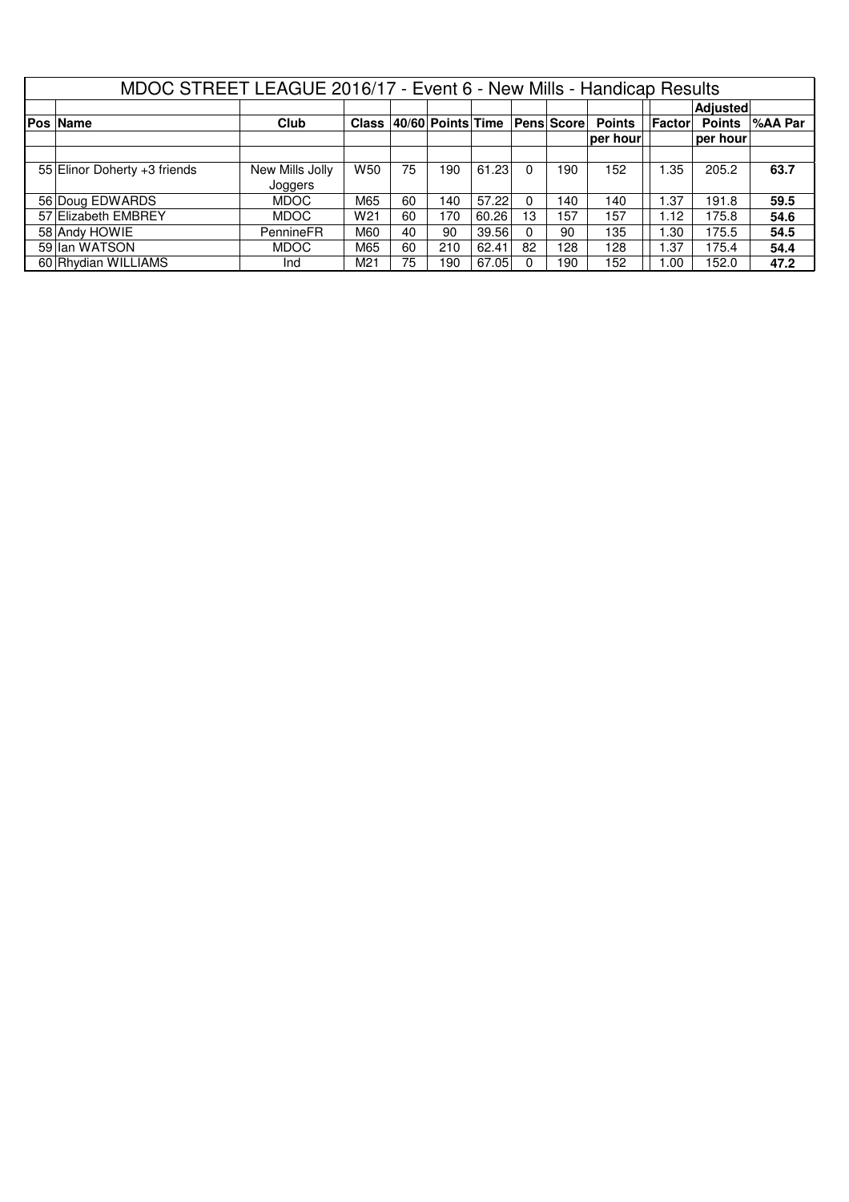# MDOC STREET LEAGUE 2016/17 - Event 6 - New Mills - Handicap Results

| Pos | Name | Club | Class | 40/60 | Points | Time | Pens | Score | Points per hour | | Factor | Adjusted Points per hour | %AA Par |
|---|---|---|---|---|---|---|---|---|---|---|---|---|---|
| 55 | Elinor Doherty +3 friends | New Mills Jolly Joggers | W50 | 75 | 190 | 61.23 | 0 | 190 | 152 | | 1.35 | 205.2 | **63.7** |
| 56 | Doug EDWARDS | MDOC | M65 | 60 | 140 | 57.22 | 0 | 140 | 140 | | 1.37 | 191.8 | **59.5** |
| 57 | Elizabeth EMBREY | MDOC | W21 | 60 | 170 | 60.26 | 13 | 157 | 157 | | 1.12 | 175.8 | **54.6** |
| 58 | Andy HOWIE | PennineFR | M60 | 40 | 90 | 39.56 | 0 | 90 | 135 | | 1.30 | 175.5 | **54.5** |
| 59 | Ian WATSON | MDOC | M65 | 60 | 210 | 62.41 | 82 | 128 | 128 | | 1.37 | 175.4 | **54.4** |
| 60 | Rhydian WILLIAMS | Ind | M21 | 75 | 190 | 67.05 | 0 | 190 | 152 | | 1.00 | 152.0 | **47.2** |